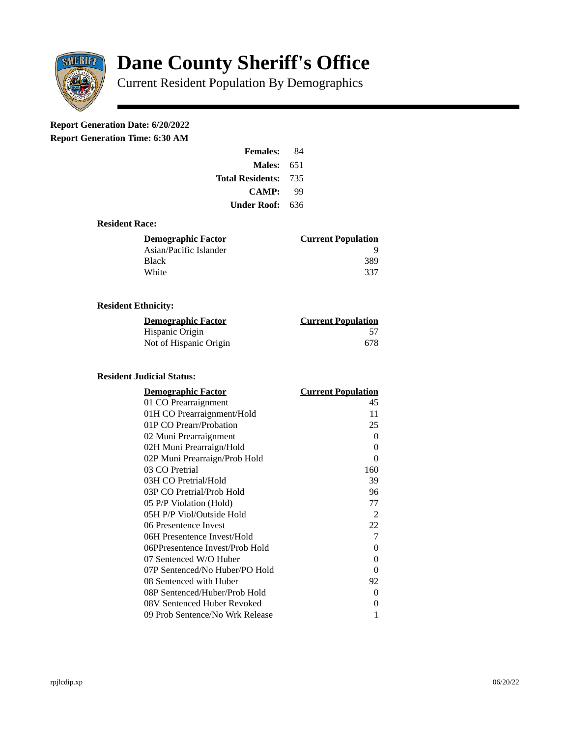# Dane County Sheriff's Office

Current Resident Population By Demographics

**Report Generation Date: 6/20/2022**

**Report Generation Time: 6:30 AM**

| | |
|---|---|
| **Females:** | 84 |
| **Males:** | 651 |
| **Total Residents:** | 735 |
| **CAMP:** | 99 |
| **Under Roof:** | 636 |

### Resident Race:

| Demographic Factor | Current Population |
|---|---|
| Asian/Pacific Islander | 9 |
| Black | 389 |
| White | 337 |

### Resident Ethnicity:

| Demographic Factor | Current Population |
|---|---|
| Hispanic Origin | 57 |
| Not of Hispanic Origin | 678 |

### Resident Judicial Status:

| Demographic Factor | Current Population |
|---|---|
| 01 CO Prearraignment | 45 |
| 01H CO Prearraignment/Hold | 11 |
| 01P CO Prearr/Probation | 25 |
| 02 Muni Prearraignment | 0 |
| 02H Muni Prearraign/Hold | 0 |
| 02P Muni Prearraign/Prob Hold | 0 |
| 03 CO Pretrial | 160 |
| 03H CO Pretrial/Hold | 39 |
| 03P CO Pretrial/Prob Hold | 96 |
| 05 P/P Violation (Hold) | 77 |
| 05H P/P Viol/Outside Hold | 2 |
| 06 Presentence Invest | 22 |
| 06H Presentence Invest/Hold | 7 |
| 06PPresentence Invest/Prob Hold | 0 |
| 07 Sentenced W/O Huber | 0 |
| 07P Sentenced/No Huber/PO Hold | 0 |
| 08 Sentenced with Huber | 92 |
| 08P Sentenced/Huber/Prob Hold | 0 |
| 08V Sentenced Huber Revoked | 0 |
| 09 Prob Sentence/No Wrk Release | 1 |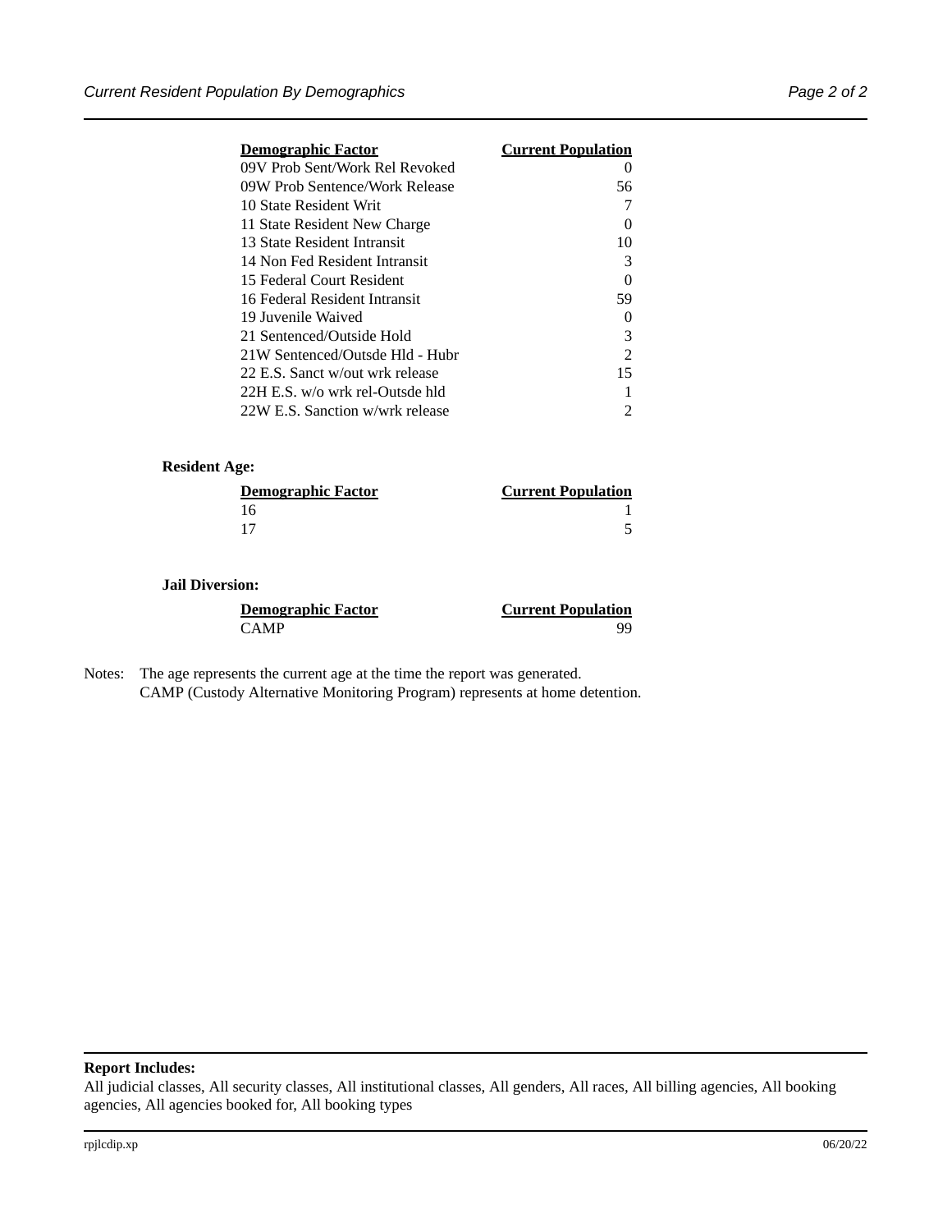| Demographic Factor | Current Population |
|---|---|
| 09V Prob Sent/Work Rel Revoked | 0 |
| 09W Prob Sentence/Work Release | 56 |
| 10 State Resident Writ | 7 |
| 11 State Resident New Charge | 0 |
| 13 State Resident Intransit | 10 |
| 14 Non Fed Resident Intransit | 3 |
| 15 Federal Court Resident | 0 |
| 16 Federal Resident Intransit | 59 |
| 19 Juvenile Waived | 0 |
| 21 Sentenced/Outside Hold | 3 |
| 21W Sentenced/Outsde Hld - Hubr | 2 |
| 22 E.S. Sanct w/out wrk release | 15 |
| 22H E.S. w/o wrk rel-Outsde hld | 1 |
| 22W E.S. Sanction w/wrk release | 2 |

**Resident Age:**

| Demographic Factor | Current Population |
|---|---|
| 16 | 1 |
| 17 | 5 |

**Jail Diversion:**

| Demographic Factor | Current Population |
|---|---|
| CAMP | 99 |

Notes: The age represents the current age at the time the report was generated.
CAMP (Custody Alternative Monitoring Program) represents at home detention.

**Report Includes:**

All judicial classes, All security classes, All institutional classes, All genders, All races, All billing agencies, All booking agencies, All agencies booked for, All booking types

rpjlcdip.xp 06/20/22